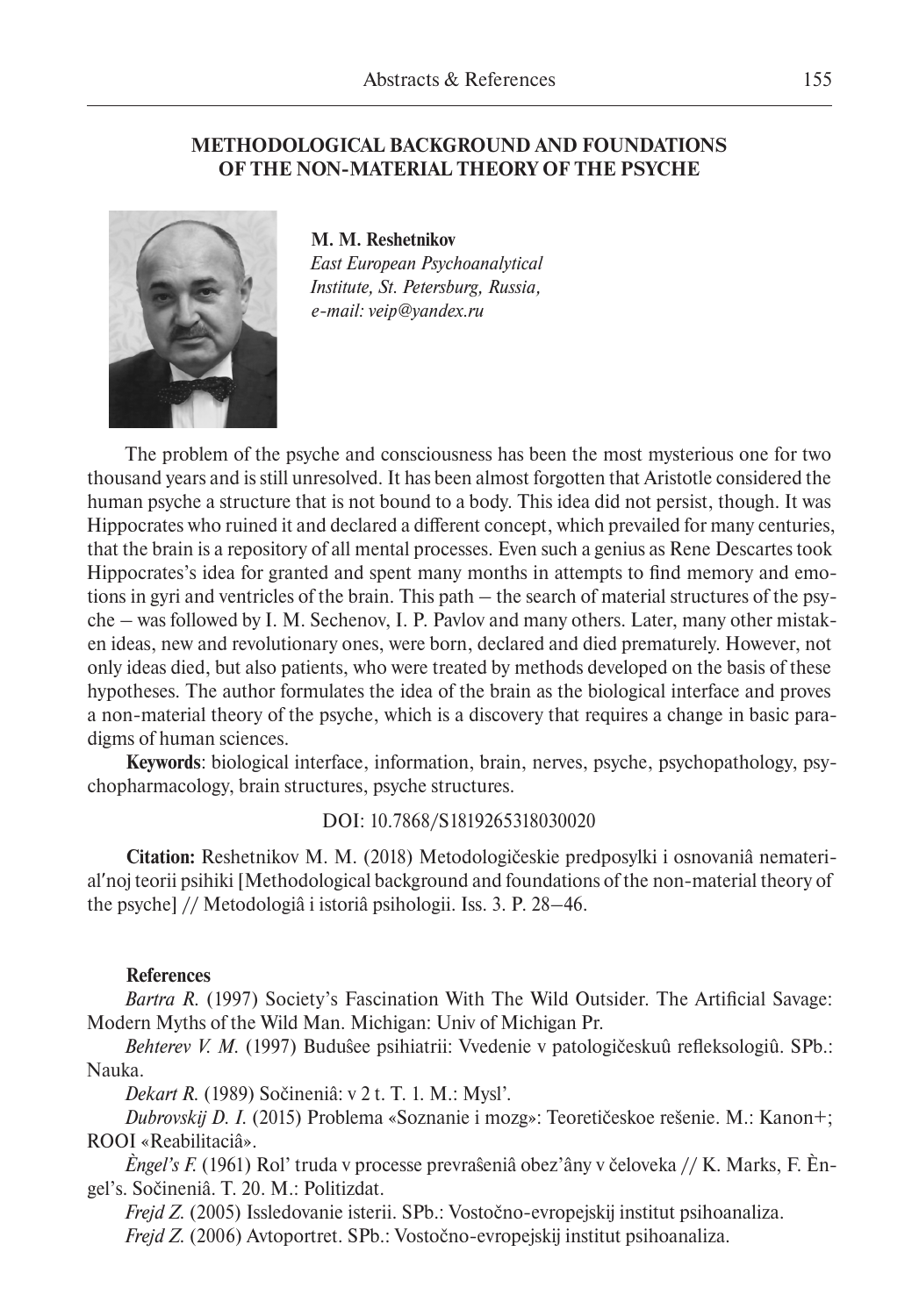# METHODOLOGICAL BACKGROUND AND FOUNDATIONS OF THE NON-MATERIAL THEORY OF THE PSYCHE

**M. M. Reshetnikov**
*East European Psychoanalytical Institute, St. Petersburg, Russia, e-mail: veip@yandex.ru*

The problem of the psyche and consciousness has been the most mysterious one for two thousand years and is still unresolved. It has been almost forgotten that Aristotle considered the human psyche a structure that is not bound to a body. This idea did not persist, though. It was Hippocrates who ruined it and declared a different concept, which prevailed for many centuries, that the brain is a repository of all mental processes. Even such a genius as Rene Descartes took Hippocrates's idea for granted and spent many months in attempts to find memory and emotions in gyri and ventricles of the brain. This path – the search of material structures of the psyche – was followed by I. M. Sechenov, I. P. Pavlov and many others. Later, many other mistaken ideas, new and revolutionary ones, were born, declared and died prematurely. However, not only ideas died, but also patients, who were treated by methods developed on the basis of these hypotheses. The author formulates the idea of the brain as the biological interface and proves a non-material theory of the psyche, which is a discovery that requires a change in basic paradigms of human sciences.

**Keywords**: biological interface, information, brain, nerves, psyche, psychopathology, psychopharmacology, brain structures, psyche structures.

DOI: 10.7868/S1819265318030020

**Citation:** Reshetnikov M. M. (2018) Metodologičeskie predposylki i osnovaniâ nematerial′noj teorii psihiki [Methodological background and foundations of the non-material theory of the psyche] // Metodologiâ i istoriâ psihologii. Iss. 3. P. 28–46.

**References**

*Bartra R.* (1997) Society's Fascination With The Wild Outsider. The Artificial Savage: Modern Myths of the Wild Man. Michigan: Univ of Michigan Pr.

*Behterev V. M.* (1997) Budušee psihiatrii: Vvedenie v patologičeskuû refleksologiû. SPb.: Nauka.

*Dekart R.* (1989) Sočineniâ: v 2 t. T. 1. M.: Mysl'.

*Dubrovskij D. I.* (2015) Problema «Soznanie i mozg»: Teoretičeskoe rešenie. M.: Kanon+; ROOI «Reabilitaciâ».

*Èngel's F.* (1961) Rol' truda v processe prevraŝeniâ obez'âny v čeloveka // K. Marks, F. Èngel's. Sočineniâ. T. 20. M.: Politizdat.

*Frejd Z.* (2005) Issledovanie isterii. SPb.: Vostočno-evropejskij institut psihoanaliza.

*Frejd Z.* (2006) Avtoportret. SPb.: Vostočno-evropejskij institut psihoanaliza.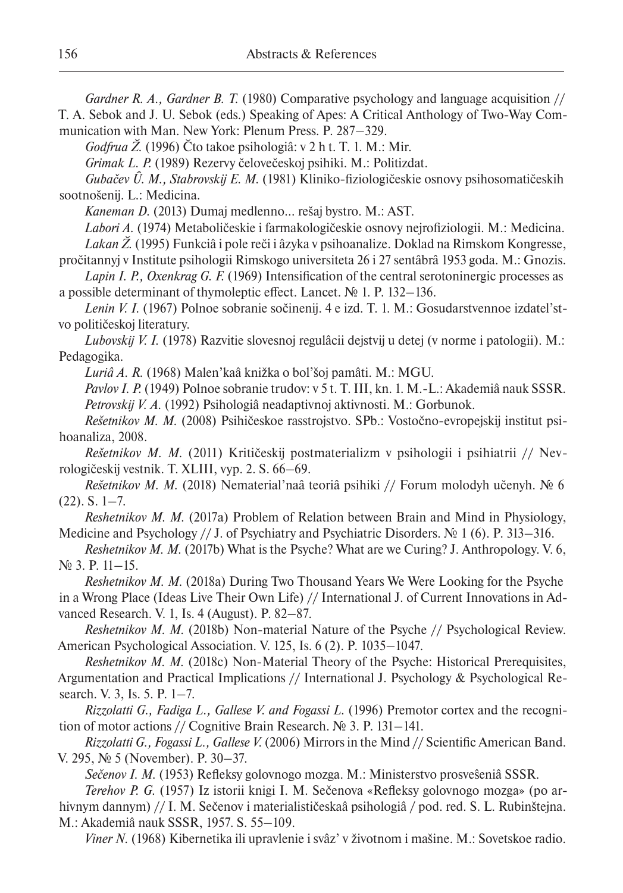*Gardner R. A., Gardner B. T.* (1980) Comparative psychology and language acquisition // T. A. Sebok and J. U. Sebok (eds.) Speaking of Apes: A Critical Anthology of Two-Way Communication with Man. New York: Plenum Press. P. 287–329.

*Godfrua Ž.* (1996) Čto takoe psihologiâ: v 2 h t. T. 1. M.: Mir.

*Grimak L. P.* (1989) Rezervy čelovečeskoj psihiki. M.: Politizdat.

*Gubačev Û. M., Stabrovskij E. M.* (1981) Kliniko-fiziologičeskie osnovy psihosomatičeskih sootnošenij. L.: Medicina.

*Kaneman D.* (2013) Dumaj medlenno... rešaj bystro. M.: AST.

*Labori A.* (1974) Metaboličeskie i farmakologičeskie osnovy nejrofiziologii. M.: Medicina.

*Lakan Ž.* (1995) Funkciâ i pole reči i âzyka v psihoanalize. Doklad na Rimskom Kongresse, pročitannyj v Institute psihologii Rimskogo universiteta 26 i 27 sentâbrâ 1953 goda. M.: Gnozis.

*Lapin I. P., Oxenkrag G. F.* (1969) Intensification of the central serotoninergic processes as a possible determinant of thymoleptic effect. Lancet. № 1. P. 132–136.

*Lenin V. I.* (1967) Polnoe sobranie sočinenij. 4 e izd. T. 1. M.: Gosudarstvennoe izdatel'stvo političeskoj literatury.

*Lubovskij V. I.* (1978) Razvitie slovesnoj regulâcii dejstvij u detej (v norme i patologii). M.: Pedagogika.

*Luriâ A. R.* (1968) Malen'kaâ knižka o bol'šoj pamâti. M.: MGU.

*Pavlov I. P.* (1949) Polnoe sobranie trudov: v 5 t. T. III, kn. 1. M.-L.: Akademiâ nauk SSSR.

*Petrovskij V. A.* (1992) Psihologiâ neadaptivnoj aktivnosti. M.: Gorbunok.

*Rešetnikov M. M.* (2008) Psihičeskoe rasstrojstvo. SPb.: Vostočno-evropejskij institut psihoanaliza, 2008.

*Rešetnikov M. M.* (2011) Kritičeskij postmaterializm v psihologii i psihiatrii // Nevrologičeskij vestnik. T. XLIII, vyp. 2. S. 66–69.

*Rešetnikov M. M.* (2018) Nematerial'naâ teoriâ psihiki // Forum molodyh učenyh. № 6 (22). S. 1–7.

*Reshetnikov M. M.* (2017a) Problem of Relation between Brain and Mind in Physiology, Medicine and Psychology // J. of Psychiatry and Psychiatric Disorders. № 1 (6). P. 313–316.

*Reshetnikov M. M.* (2017b) What is the Psyche? What are we Curing? J. Anthropology. V. 6, № 3. P. 11–15.

*Reshetnikov M. M.* (2018a) During Two Thousand Years We Were Looking for the Psyche in a Wrong Place (Ideas Live Their Own Life) // International J. of Current Innovations in Advanced Research. V. 1, Is. 4 (August). P. 82–87.

*Reshetnikov M. M.* (2018b) Non-material Nature of the Psyche // Psychological Review. American Psychological Association. V. 125, Is. 6 (2). P. 1035–1047.

*Reshetnikov M. M.* (2018c) Non-Material Theory of the Psyche: Historical Prerequisites, Argumentation and Practical Implications // International J. Psychology & Psychological Research. V. 3, Is. 5. P. 1–7.

*Rizzolatti G., Fadiga L., Gallese V. and Fogassi L.* (1996) Premotor cortex and the recognition of motor actions // Cognitive Brain Research. № 3. P. 131–141.

*Rizzolatti G., Fogassi L., Gallese V.* (2006) Mirrors in the Mind // Scientific American Band. V. 295, № 5 (November). P. 30–37.

*Sečenov I. M.* (1953) Refleksy golovnogo mozga. M.: Ministerstvo prosveŝeniâ SSSR.

*Terehov P. G.* (1957) Iz istorii knigi I. M. Sečenova «Refleksy golovnogo mozga» (po arhivnym dannym) // I. M. Sečenov i materialističeskaâ psihologiâ / pod. red. S. L. Rubinštejna. M.: Akademiâ nauk SSSR, 1957. S. 55–109.

*Viner N.* (1968) Kibernetika ili upravlenie i svâz' v životnom i mašine. M.: Sovetskoe radio.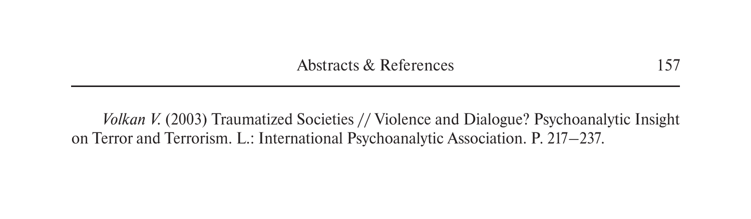*Volkan V.* (2003) Traumatized Societies // Violence and Dialogue? Psychoanalytic Insight on Terror and Terrorism. L.: International Psychoanalytic Association. P. 217–237.